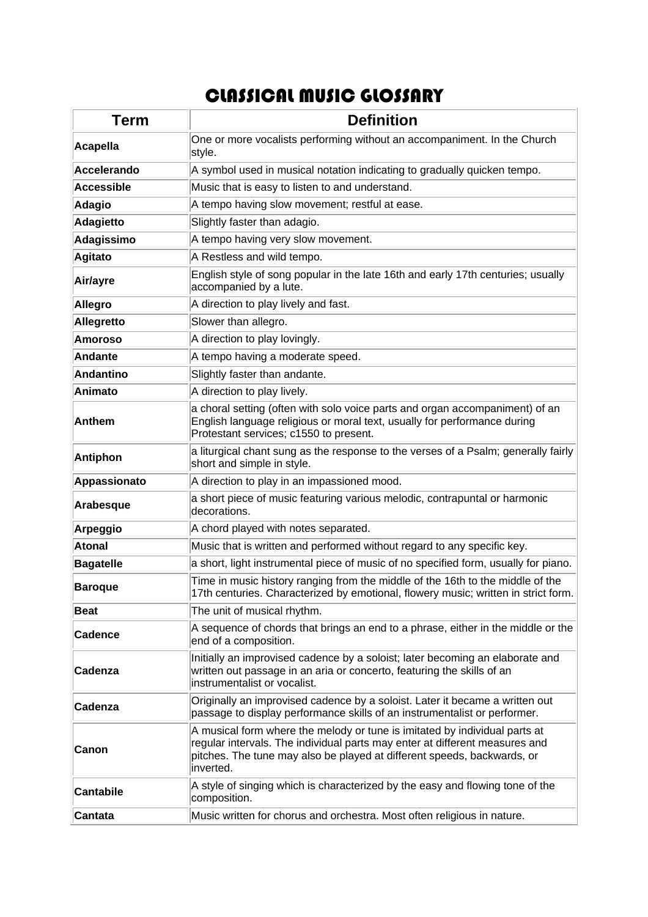# CLASSICAL MUSIC GLOSSARY

| Term | Definition |
| --- | --- |
| **Acapella** | One or more vocalists performing without an accompaniment. In the Church style. |
| **Accelerando** | A symbol used in musical notation indicating to gradually quicken tempo. |
| **Accessible** | Music that is easy to listen to and understand. |
| **Adagio** | A tempo having slow movement; restful at ease. |
| **Adagietto** | Slightly faster than adagio. |
| **Adagissimo** | A tempo having very slow movement. |
| **Agitato** | A Restless and wild tempo. |
| **Air/ayre** | English style of song popular in the late 16th and early 17th centuries; usually accompanied by a lute. |
| **Allegro** | A direction to play lively and fast. |
| **Allegretto** | Slower than allegro. |
| **Amoroso** | A direction to play lovingly. |
| **Andante** | A tempo having a moderate speed. |
| **Andantino** | Slightly faster than andante. |
| **Animato** | A direction to play lively. |
| **Anthem** | a choral setting (often with solo voice parts and organ accompaniment) of an English language religious or moral text, usually for performance during Protestant services; c1550 to present. |
| **Antiphon** | a liturgical chant sung as the response to the verses of a Psalm; generally fairly short and simple in style. |
| **Appassionato** | A direction to play in an impassioned mood. |
| **Arabesque** | a short piece of music featuring various melodic, contrapuntal or harmonic decorations. |
| **Arpeggio** | A chord played with notes separated. |
| **Atonal** | Music that is written and performed without regard to any specific key. |
| **Bagatelle** | a short, light instrumental piece of music of no specified form, usually for piano. |
| **Baroque** | Time in music history ranging from the middle of the 16th to the middle of the 17th centuries. Characterized by emotional, flowery music; written in strict form. |
| **Beat** | The unit of musical rhythm. |
| **Cadence** | A sequence of chords that brings an end to a phrase, either in the middle or the end of a composition. |
| **Cadenza** | Initially an improvised cadence by a soloist; later becoming an elaborate and written out passage in an aria or concerto, featuring the skills of an instrumentalist or vocalist. |
| **Cadenza** | Originally an improvised cadence by a soloist. Later it became a written out passage to display performance skills of an instrumentalist or performer. |
| **Canon** | A musical form where the melody or tune is imitated by individual parts at regular intervals. The individual parts may enter at different measures and pitches. The tune may also be played at different speeds, backwards, or inverted. |
| **Cantabile** | A style of singing which is characterized by the easy and flowing tone of the composition. |
| **Cantata** | Music written for chorus and orchestra. Most often religious in nature. |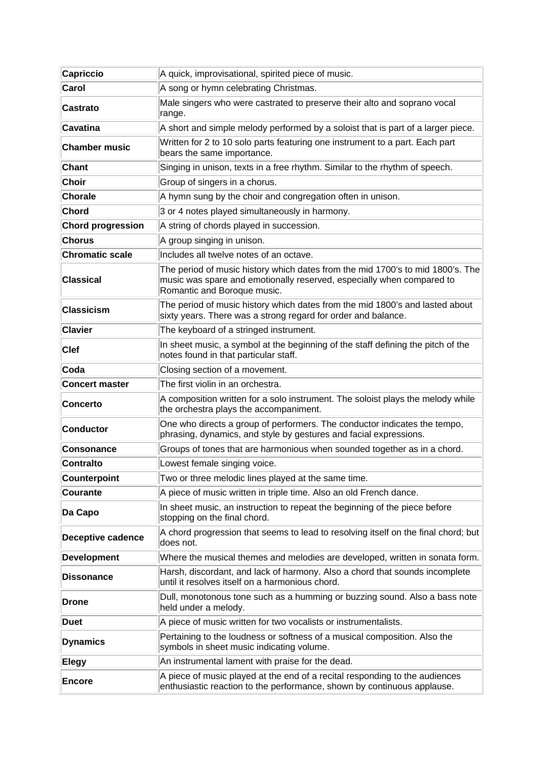| | |
|---|---|
| **Capriccio** | A quick, improvisational, spirited piece of music. |
| **Carol** | A song or hymn celebrating Christmas. |
| **Castrato** | Male singers who were castrated to preserve their alto and soprano vocal range. |
| **Cavatina** | A short and simple melody performed by a soloist that is part of a larger piece. |
| **Chamber music** | Written for 2 to 10 solo parts featuring one instrument to a part. Each part bears the same importance. |
| **Chant** | Singing in unison, texts in a free rhythm. Similar to the rhythm of speech. |
| **Choir** | Group of singers in a chorus. |
| **Chorale** | A hymn sung by the choir and congregation often in unison. |
| **Chord** | 3 or 4 notes played simultaneously in harmony. |
| **Chord progression** | A string of chords played in succession. |
| **Chorus** | A group singing in unison. |
| **Chromatic scale** | Includes all twelve notes of an octave. |
| **Classical** | The period of music history which dates from the mid 1700's to mid 1800's. The music was spare and emotionally reserved, especially when compared to Romantic and Boroque music. |
| **Classicism** | The period of music history which dates from the mid 1800's and lasted about sixty years. There was a strong regard for order and balance. |
| **Clavier** | The keyboard of a stringed instrument. |
| **Clef** | In sheet music, a symbol at the beginning of the staff defining the pitch of the notes found in that particular staff. |
| **Coda** | Closing section of a movement. |
| **Concert master** | The first violin in an orchestra. |
| **Concerto** | A composition written for a solo instrument. The soloist plays the melody while the orchestra plays the accompaniment. |
| **Conductor** | One who directs a group of performers. The conductor indicates the tempo, phrasing, dynamics, and style by gestures and facial expressions. |
| **Consonance** | Groups of tones that are harmonious when sounded together as in a chord. |
| **Contralto** | Lowest female singing voice. |
| **Counterpoint** | Two or three melodic lines played at the same time. |
| **Courante** | A piece of music written in triple time. Also an old French dance. |
| **Da Capo** | In sheet music, an instruction to repeat the beginning of the piece before stopping on the final chord. |
| **Deceptive cadence** | A chord progression that seems to lead to resolving itself on the final chord; but does not. |
| **Development** | Where the musical themes and melodies are developed, written in sonata form. |
| **Dissonance** | Harsh, discordant, and lack of harmony. Also a chord that sounds incomplete until it resolves itself on a harmonious chord. |
| **Drone** | Dull, monotonous tone such as a humming or buzzing sound. Also a bass note held under a melody. |
| **Duet** | A piece of music written for two vocalists or instrumentalists. |
| **Dynamics** | Pertaining to the loudness or softness of a musical composition. Also the symbols in sheet music indicating volume. |
| **Elegy** | An instrumental lament with praise for the dead. |
| **Encore** | A piece of music played at the end of a recital responding to the audiences enthusiastic reaction to the performance, shown by continuous applause. |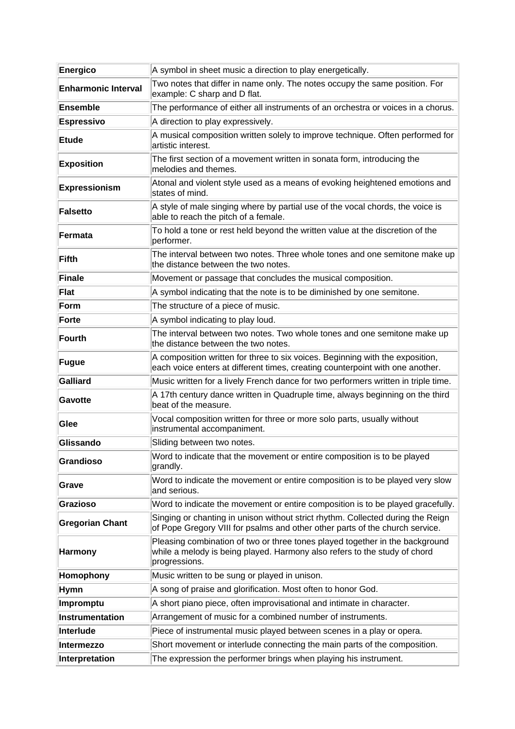| **Energico** | A symbol in sheet music a direction to play energetically. |
|---|---|
| **Enharmonic Interval** | Two notes that differ in name only. The notes occupy the same position. For example: C sharp and D flat. |
| **Ensemble** | The performance of either all instruments of an orchestra or voices in a chorus. |
| **Espressivo** | A direction to play expressively. |
| **Etude** | A musical composition written solely to improve technique. Often performed for artistic interest. |
| **Exposition** | The first section of a movement written in sonata form, introducing the melodies and themes. |
| **Expressionism** | Atonal and violent style used as a means of evoking heightened emotions and states of mind. |
| **Falsetto** | A style of male singing where by partial use of the vocal chords, the voice is able to reach the pitch of a female. |
| **Fermata** | To hold a tone or rest held beyond the written value at the discretion of the performer. |
| **Fifth** | The interval between two notes. Three whole tones and one semitone make up the distance between the two notes. |
| **Finale** | Movement or passage that concludes the musical composition. |
| **Flat** | A symbol indicating that the note is to be diminished by one semitone. |
| **Form** | The structure of a piece of music. |
| **Forte** | A symbol indicating to play loud. |
| **Fourth** | The interval between two notes. Two whole tones and one semitone make up the distance between the two notes. |
| **Fugue** | A composition written for three to six voices. Beginning with the exposition, each voice enters at different times, creating counterpoint with one another. |
| **Galliard** | Music written for a lively French dance for two performers written in triple time. |
| **Gavotte** | A 17th century dance written in Quadruple time, always beginning on the third beat of the measure. |
| **Glee** | Vocal composition written for three or more solo parts, usually without instrumental accompaniment. |
| **Glissando** | Sliding between two notes. |
| **Grandioso** | Word to indicate that the movement or entire composition is to be played grandly. |
| **Grave** | Word to indicate the movement or entire composition is to be played very slow and serious. |
| **Grazioso** | Word to indicate the movement or entire composition is to be played gracefully. |
| **Gregorian Chant** | Singing or chanting in unison without strict rhythm. Collected during the Reign of Pope Gregory VIII for psalms and other other parts of the church service. |
| **Harmony** | Pleasing combination of two or three tones played together in the background while a melody is being played. Harmony also refers to the study of chord progressions. |
| **Homophony** | Music written to be sung or played in unison. |
| **Hymn** | A song of praise and glorification. Most often to honor God. |
| **Impromptu** | A short piano piece, often improvisational and intimate in character. |
| **Instrumentation** | Arrangement of music for a combined number of instruments. |
| **Interlude** | Piece of instrumental music played between scenes in a play or opera. |
| **Intermezzo** | Short movement or interlude connecting the main parts of the composition. |
| **Interpretation** | The expression the performer brings when playing his instrument. |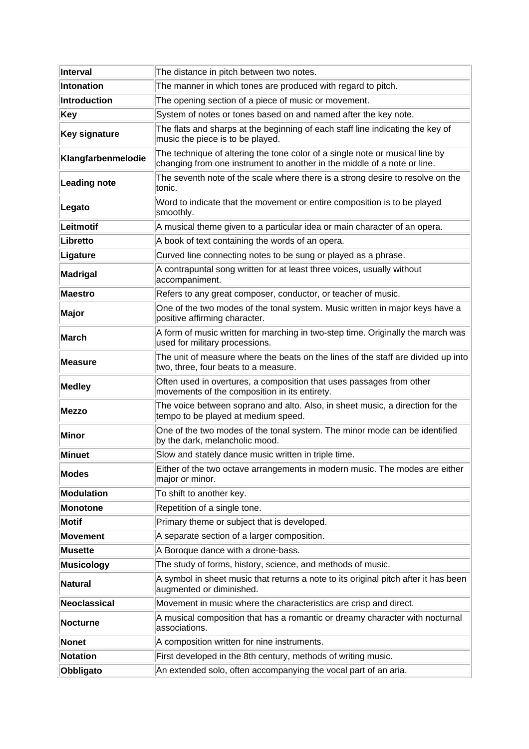| | |
|---|---|
| **Interval** | The distance in pitch between two notes. |
| **Intonation** | The manner in which tones are produced with regard to pitch. |
| **Introduction** | The opening section of a piece of music or movement. |
| **Key** | System of notes or tones based on and named after the key note. |
| **Key signature** | The flats and sharps at the beginning of each staff line indicating the key of music the piece is to be played. |
| **Klangfarbenmelodie** | The technique of altering the tone color of a single note or musical line by changing from one instrument to another in the middle of a note or line. |
| **Leading note** | The seventh note of the scale where there is a strong desire to resolve on the tonic. |
| **Legato** | Word to indicate that the movement or entire composition is to be played smoothly. |
| **Leitmotif** | A musical theme given to a particular idea or main character of an opera. |
| **Libretto** | A book of text containing the words of an opera. |
| **Ligature** | Curved line connecting notes to be sung or played as a phrase. |
| **Madrigal** | A contrapuntal song written for at least three voices, usually without accompaniment. |
| **Maestro** | Refers to any great composer, conductor, or teacher of music. |
| **Major** | One of the two modes of the tonal system. Music written in major keys have a positive affirming character. |
| **March** | A form of music written for marching in two-step time. Originally the march was used for military processions. |
| **Measure** | The unit of measure where the beats on the lines of the staff are divided up into two, three, four beats to a measure. |
| **Medley** | Often used in overtures, a composition that uses passages from other movements of the composition in its entirety. |
| **Mezzo** | The voice between soprano and alto. Also, in sheet music, a direction for the tempo to be played at medium speed. |
| **Minor** | One of the two modes of the tonal system. The minor mode can be identified by the dark, melancholic mood. |
| **Minuet** | Slow and stately dance music written in triple time. |
| **Modes** | Either of the two octave arrangements in modern music. The modes are either major or minor. |
| **Modulation** | To shift to another key. |
| **Monotone** | Repetition of a single tone. |
| **Motif** | Primary theme or subject that is developed. |
| **Movement** | A separate section of a larger composition. |
| **Musette** | A Boroque dance with a drone-bass. |
| **Musicology** | The study of forms, history, science, and methods of music. |
| **Natural** | A symbol in sheet music that returns a note to its original pitch after it has been augmented or diminished. |
| **Neoclassical** | Movement in music where the characteristics are crisp and direct. |
| **Nocturne** | A musical composition that has a romantic or dreamy character with nocturnal associations. |
| **Nonet** | A composition written for nine instruments. |
| **Notation** | First developed in the 8th century, methods of writing music. |
| **Obbligato** | An extended solo, often accompanying the vocal part of an aria. |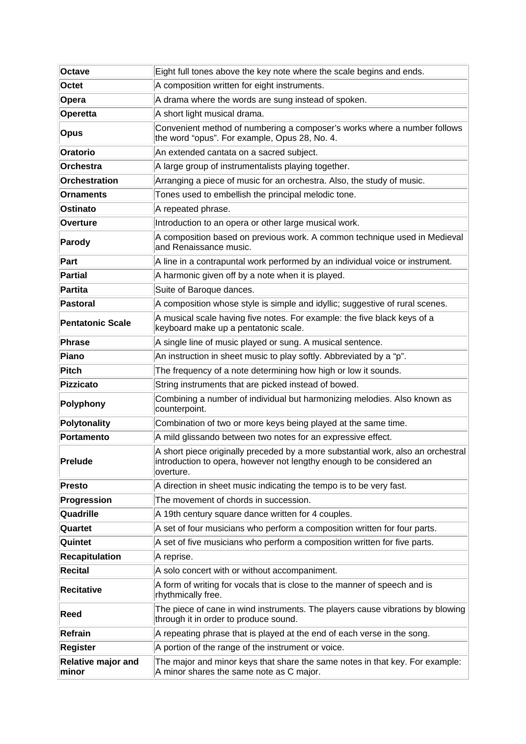| **Octave** | Eight full tones above the key note where the scale begins and ends. |
|---|---|
| **Octet** | A composition written for eight instruments. |
| **Opera** | A drama where the words are sung instead of spoken. |
| **Operetta** | A short light musical drama. |
| **Opus** | Convenient method of numbering a composer's works where a number follows the word "opus". For example, Opus 28, No. 4. |
| **Oratorio** | An extended cantata on a sacred subject. |
| **Orchestra** | A large group of instrumentalists playing together. |
| **Orchestration** | Arranging a piece of music for an orchestra. Also, the study of music. |
| **Ornaments** | Tones used to embellish the principal melodic tone. |
| **Ostinato** | A repeated phrase. |
| **Overture** | Introduction to an opera or other large musical work. |
| **Parody** | A composition based on previous work. A common technique used in Medieval and Renaissance music. |
| **Part** | A line in a contrapuntal work performed by an individual voice or instrument. |
| **Partial** | A harmonic given off by a note when it is played. |
| **Partita** | Suite of Baroque dances. |
| **Pastoral** | A composition whose style is simple and idyllic; suggestive of rural scenes. |
| **Pentatonic Scale** | A musical scale having five notes. For example: the five black keys of a keyboard make up a pentatonic scale. |
| **Phrase** | A single line of music played or sung. A musical sentence. |
| **Piano** | An instruction in sheet music to play softly. Abbreviated by a "p". |
| **Pitch** | The frequency of a note determining how high or low it sounds. |
| **Pizzicato** | String instruments that are picked instead of bowed. |
| **Polyphony** | Combining a number of individual but harmonizing melodies. Also known as counterpoint. |
| **Polytonality** | Combination of two or more keys being played at the same time. |
| **Portamento** | A mild glissando between two notes for an expressive effect. |
| **Prelude** | A short piece originally preceded by a more substantial work, also an orchestral introduction to opera, however not lengthy enough to be considered an overture. |
| **Presto** | A direction in sheet music indicating the tempo is to be very fast. |
| **Progression** | The movement of chords in succession. |
| **Quadrille** | A 19th century square dance written for 4 couples. |
| **Quartet** | A set of four musicians who perform a composition written for four parts. |
| **Quintet** | A set of five musicians who perform a composition written for five parts. |
| **Recapitulation** | A reprise. |
| **Recital** | A solo concert with or without accompaniment. |
| **Recitative** | A form of writing for vocals that is close to the manner of speech and is rhythmically free. |
| **Reed** | The piece of cane in wind instruments. The players cause vibrations by blowing through it in order to produce sound. |
| **Refrain** | A repeating phrase that is played at the end of each verse in the song. |
| **Register** | A portion of the range of the instrument or voice. |
| **Relative major and minor** | The major and minor keys that share the same notes in that key. For example: A minor shares the same note as C major. |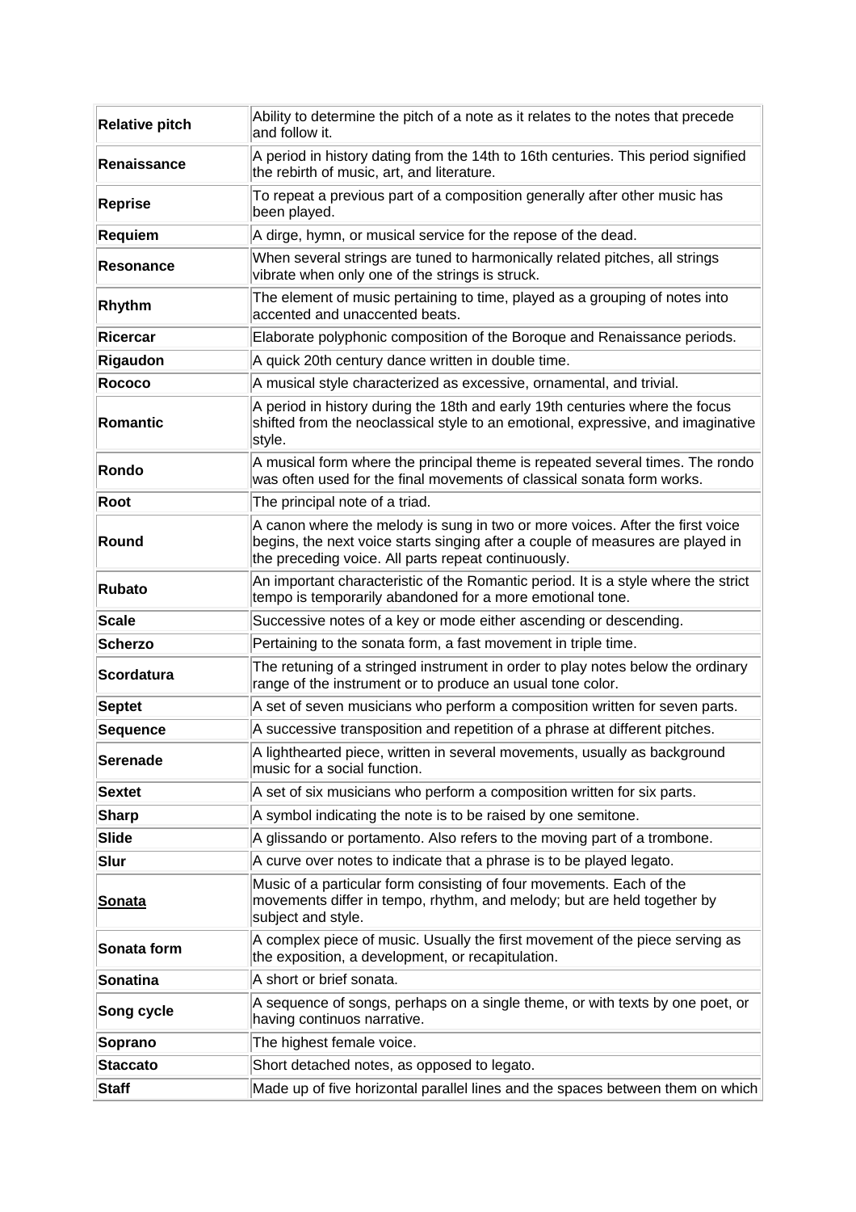| | |
|---|---|
| **Relative pitch** | Ability to determine the pitch of a note as it relates to the notes that precede and follow it. |
| **Renaissance** | A period in history dating from the 14th to 16th centuries. This period signified the rebirth of music, art, and literature. |
| **Reprise** | To repeat a previous part of a composition generally after other music has been played. |
| **Requiem** | A dirge, hymn, or musical service for the repose of the dead. |
| **Resonance** | When several strings are tuned to harmonically related pitches, all strings vibrate when only one of the strings is struck. |
| **Rhythm** | The element of music pertaining to time, played as a grouping of notes into accented and unaccented beats. |
| **Ricercar** | Elaborate polyphonic composition of the Boroque and Renaissance periods. |
| **Rigaudon** | A quick 20th century dance written in double time. |
| **Rococo** | A musical style characterized as excessive, ornamental, and trivial. |
| **Romantic** | A period in history during the 18th and early 19th centuries where the focus shifted from the neoclassical style to an emotional, expressive, and imaginative style. |
| **Rondo** | A musical form where the principal theme is repeated several times. The rondo was often used for the final movements of classical sonata form works. |
| **Root** | The principal note of a triad. |
| **Round** | A canon where the melody is sung in two or more voices. After the first voice begins, the next voice starts singing after a couple of measures are played in the preceding voice. All parts repeat continuously. |
| **Rubato** | An important characteristic of the Romantic period. It is a style where the strict tempo is temporarily abandoned for a more emotional tone. |
| **Scale** | Successive notes of a key or mode either ascending or descending. |
| **Scherzo** | Pertaining to the sonata form, a fast movement in triple time. |
| **Scordatura** | The retuning of a stringed instrument in order to play notes below the ordinary range of the instrument or to produce an usual tone color. |
| **Septet** | A set of seven musicians who perform a composition written for seven parts. |
| **Sequence** | A successive transposition and repetition of a phrase at different pitches. |
| **Serenade** | A lighthearted piece, written in several movements, usually as background music for a social function. |
| **Sextet** | A set of six musicians who perform a composition written for six parts. |
| **Sharp** | A symbol indicating the note is to be raised by one semitone. |
| **Slide** | A glissando or portamento. Also refers to the moving part of a trombone. |
| **Slur** | A curve over notes to indicate that a phrase is to be played legato. |
| **Sonata** | Music of a particular form consisting of four movements. Each of the movements differ in tempo, rhythm, and melody; but are held together by subject and style. |
| **Sonata form** | A complex piece of music. Usually the first movement of the piece serving as the exposition, a development, or recapitulation. |
| **Sonatina** | A short or brief sonata. |
| **Song cycle** | A sequence of songs, perhaps on a single theme, or with texts by one poet, or having continuos narrative. |
| **Soprano** | The highest female voice. |
| **Staccato** | Short detached notes, as opposed to legato. |
| **Staff** | Made up of five horizontal parallel lines and the spaces between them on which |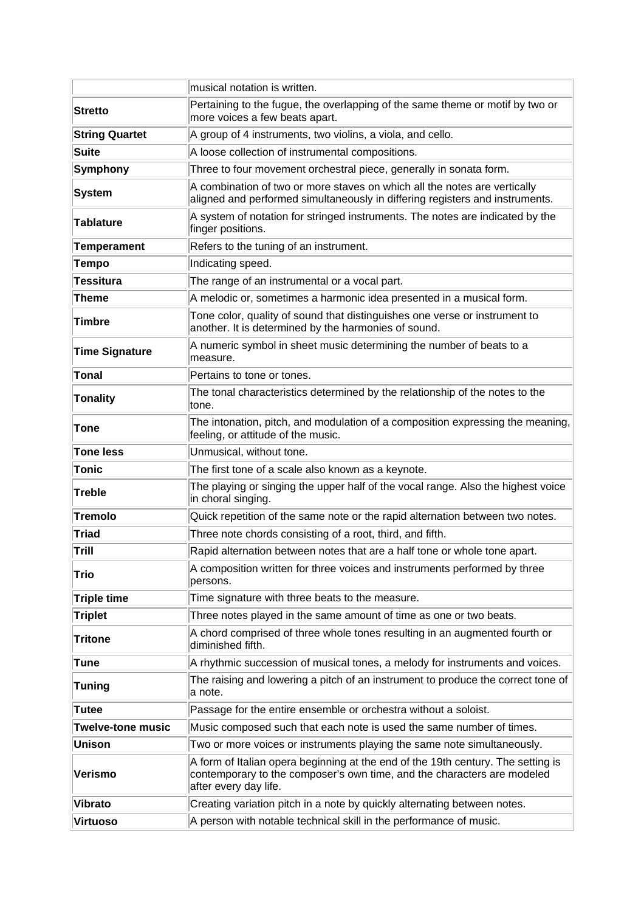| | |
|---|---|
| | musical notation is written. |
| **Stretto** | Pertaining to the fugue, the overlapping of the same theme or motif by two or more voices a few beats apart. |
| **String Quartet** | A group of 4 instruments, two violins, a viola, and cello. |
| **Suite** | A loose collection of instrumental compositions. |
| **Symphony** | Three to four movement orchestral piece, generally in sonata form. |
| **System** | A combination of two or more staves on which all the notes are vertically aligned and performed simultaneously in differing registers and instruments. |
| **Tablature** | A system of notation for stringed instruments. The notes are indicated by the finger positions. |
| **Temperament** | Refers to the tuning of an instrument. |
| **Tempo** | Indicating speed. |
| **Tessitura** | The range of an instrumental or a vocal part. |
| **Theme** | A melodic or, sometimes a harmonic idea presented in a musical form. |
| **Timbre** | Tone color, quality of sound that distinguishes one verse or instrument to another. It is determined by the harmonies of sound. |
| **Time Signature** | A numeric symbol in sheet music determining the number of beats to a measure. |
| **Tonal** | Pertains to tone or tones. |
| **Tonality** | The tonal characteristics determined by the relationship of the notes to the tone. |
| **Tone** | The intonation, pitch, and modulation of a composition expressing the meaning, feeling, or attitude of the music. |
| **Tone less** | Unmusical, without tone. |
| **Tonic** | The first tone of a scale also known as a keynote. |
| **Treble** | The playing or singing the upper half of the vocal range. Also the highest voice in choral singing. |
| **Tremolo** | Quick repetition of the same note or the rapid alternation between two notes. |
| **Triad** | Three note chords consisting of a root, third, and fifth. |
| **Trill** | Rapid alternation between notes that are a half tone or whole tone apart. |
| **Trio** | A composition written for three voices and instruments performed by three persons. |
| **Triple time** | Time signature with three beats to the measure. |
| **Triplet** | Three notes played in the same amount of time as one or two beats. |
| **Tritone** | A chord comprised of three whole tones resulting in an augmented fourth or diminished fifth. |
| **Tune** | A rhythmic succession of musical tones, a melody for instruments and voices. |
| **Tuning** | The raising and lowering a pitch of an instrument to produce the correct tone of a note. |
| **Tutee** | Passage for the entire ensemble or orchestra without a soloist. |
| **Twelve-tone music** | Music composed such that each note is used the same number of times. |
| **Unison** | Two or more voices or instruments playing the same note simultaneously. |
| **Verismo** | A form of Italian opera beginning at the end of the 19th century. The setting is contemporary to the composer's own time, and the characters are modeled after every day life. |
| **Vibrato** | Creating variation pitch in a note by quickly alternating between notes. |
| **Virtuoso** | A person with notable technical skill in the performance of music. |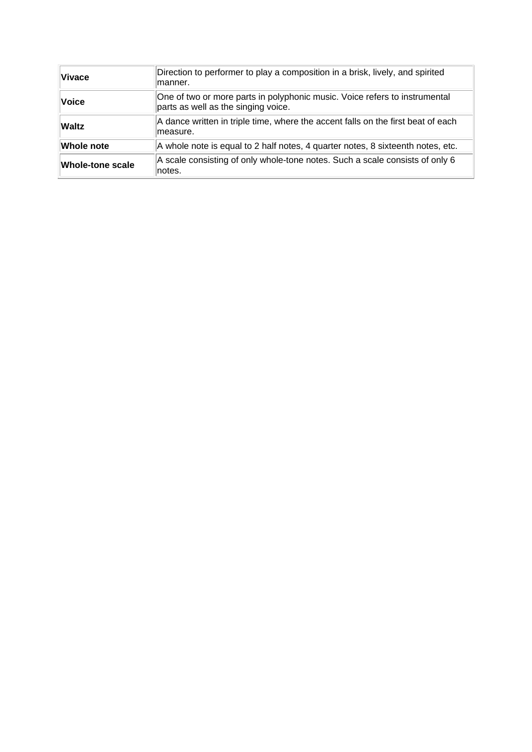| | |
|---|---|
| **Vivace** | Direction to performer to play a composition in a brisk, lively, and spirited manner. |
| **Voice** | One of two or more parts in polyphonic music. Voice refers to instrumental parts as well as the singing voice. |
| **Waltz** | A dance written in triple time, where the accent falls on the first beat of each measure. |
| **Whole note** | A whole note is equal to 2 half notes, 4 quarter notes, 8 sixteenth notes, etc. |
| **Whole-tone scale** | A scale consisting of only whole-tone notes. Such a scale consists of only 6 notes. |